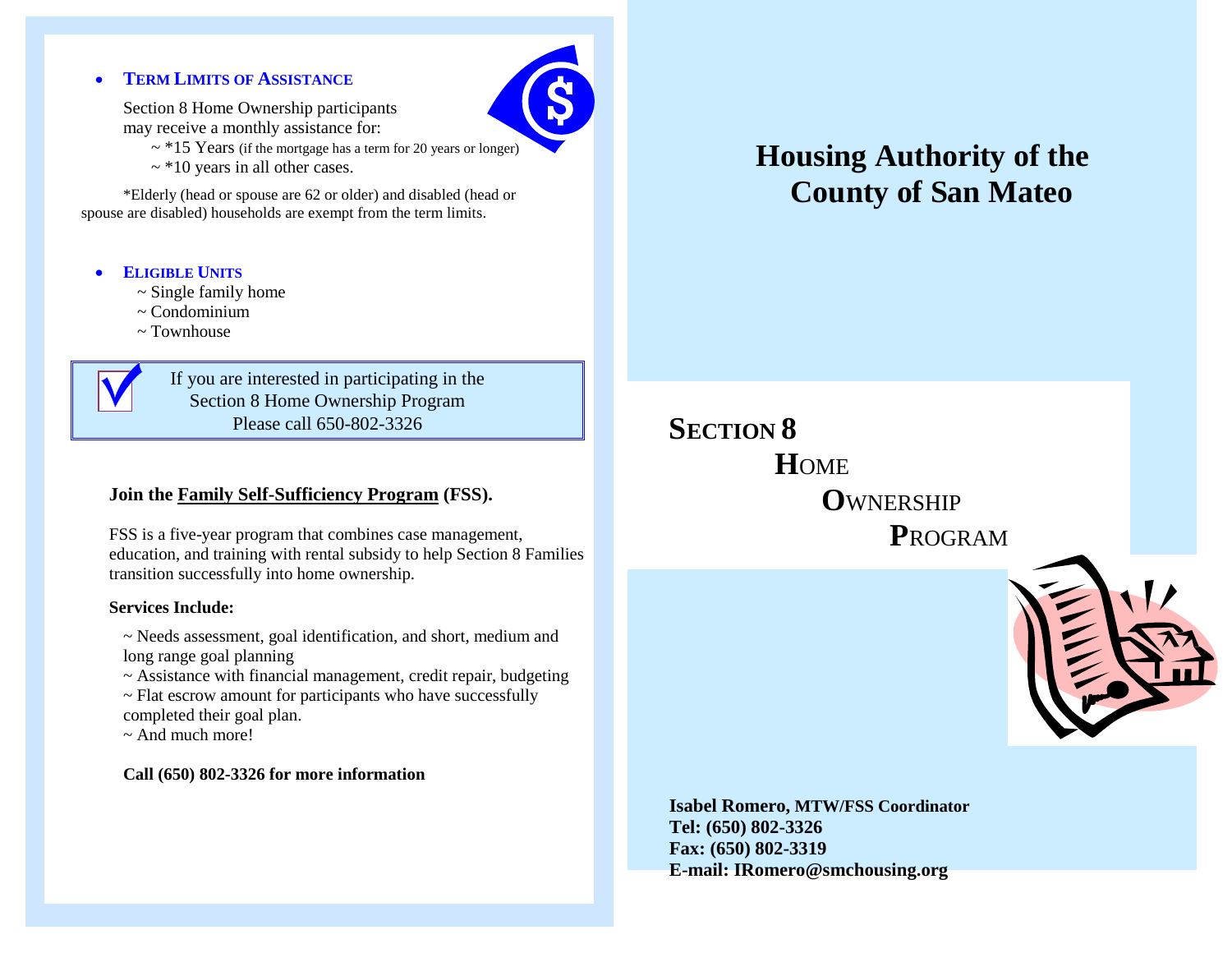- **TERM LIMITS OF ASSISTANCE**

  Section 8 Home Ownership participants may receive a monthly assistance for:

  ~ *15 Years (if the mortgage has a term for 20 years or longer)

  ~ *10 years in all other cases.

  *Elderly (head or spouse are 62 or older) and disabled (head or spouse are disabled) households are exempt from the term limits.

- **ELIGIBLE UNITS**

  ~ Single family home

  ~ Condominium

  ~ Townhouse

If you are interested in participating in the Section 8 Home Ownership Program Please call 650-802-3326

**Join the Family Self-Sufficiency Program (FSS).**

FSS is a five-year program that combines case management, education, and training with rental subsidy to help Section 8 Families transition successfully into home ownership.

**Services Include:**

~ Needs assessment, goal identification, and short, medium and long range goal planning

~ Assistance with financial management, credit repair, budgeting

~ Flat escrow amount for participants who have successfully completed their goal plan.

~ And much more!

**Call (650) 802-3326 for more information**

# Housing Authority of the County of San Mateo

## SECTION 8 HOME OWNERSHIP PROGRAM

**Isabel Romero, MTW/FSS Coordinator**
**Tel: (650) 802-3326**
**Fax: (650) 802-3319**
**E-mail: IRomero@smchousing.org**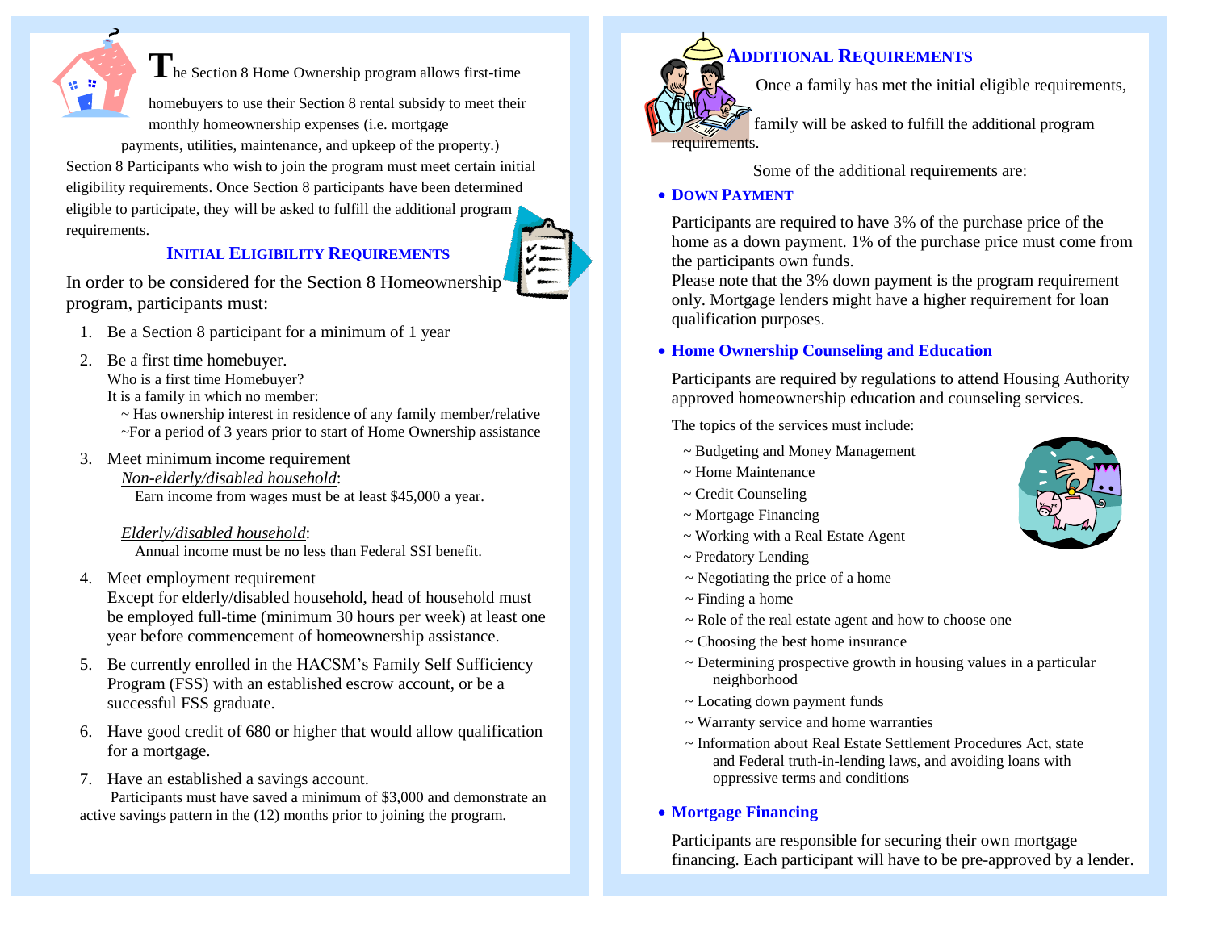The Section 8 Home Ownership program allows first-time homebuyers to use their Section 8 rental subsidy to meet their monthly homeownership expenses (i.e. mortgage payments, utilities, maintenance, and upkeep of the property.) Section 8 Participants who wish to join the program must meet certain initial eligibility requirements. Once Section 8 participants have been determined eligible to participate, they will be asked to fulfill the additional program requirements.

## INITIAL ELIGIBILITY REQUIREMENTS

In order to be considered for the Section 8 Homeownership program, participants must:

1. Be a Section 8 participant for a minimum of 1 year
2. Be a first time homebuyer.
   Who is a first time Homebuyer?
   It is a family in which no member:
   ~ Has ownership interest in residence of any family member/relative
   ~For a period of 3 years prior to start of Home Ownership assistance
3. Meet minimum income requirement
   _Non-elderly/disabled household_:
   Earn income from wages must be at least $45,000 a year.

   _Elderly/disabled household_:
   Annual income must be no less than Federal SSI benefit.
4. Meet employment requirement
   Except for elderly/disabled household, head of household must be employed full-time (minimum 30 hours per week) at least one year before commencement of homeownership assistance.
5. Be currently enrolled in the HACSM's Family Self Sufficiency Program (FSS) with an established escrow account, or be a successful FSS graduate.
6. Have good credit of 680 or higher that would allow qualification for a mortgage.
7. Have an established a savings account.
   Participants must have saved a minimum of $3,000 and demonstrate an active savings pattern in the (12) months prior to joining the program.

## ADDITIONAL REQUIREMENTS

Once a family has met the initial eligible requirements, the family will be asked to fulfill the additional program requirements.

Some of the additional requirements are:

- **DOWN PAYMENT**

  Participants are required to have 3% of the purchase price of the home as a down payment. 1% of the purchase price must come from the participants own funds.
  Please note that the 3% down payment is the program requirement only. Mortgage lenders might have a higher requirement for loan qualification purposes.

- **Home Ownership Counseling and Education**

  Participants are required by regulations to attend Housing Authority approved homeownership education and counseling services.

  The topics of the services must include:

  ~ Budgeting and Money Management
  ~ Home Maintenance
  ~ Credit Counseling
  ~ Mortgage Financing
  ~ Working with a Real Estate Agent
  ~ Predatory Lending
  ~ Negotiating the price of a home
  ~ Finding a home
  ~ Role of the real estate agent and how to choose one
  ~ Choosing the best home insurance
  ~ Determining prospective growth in housing values in a particular neighborhood
  ~ Locating down payment funds
  ~ Warranty service and home warranties
  ~ Information about Real Estate Settlement Procedures Act, state and Federal truth-in-lending laws, and avoiding loans with oppressive terms and conditions

- **Mortgage Financing**

  Participants are responsible for securing their own mortgage financing. Each participant will have to be pre-approved by a lender.